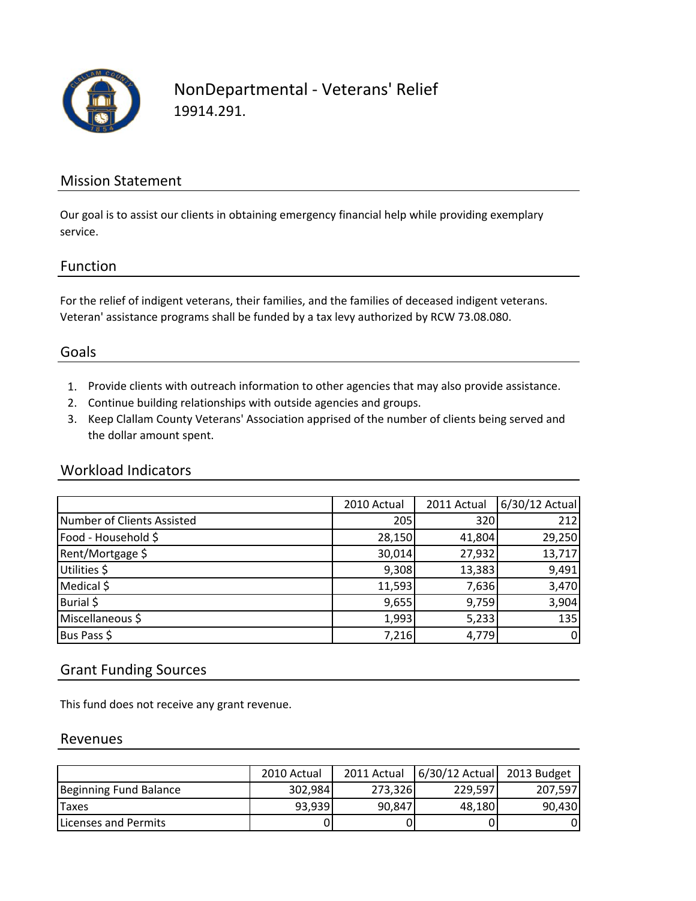# NonDepartmental - Veterans' Relief

19914.291.

## Mission Statement

Our goal is to assist our clients in obtaining emergency financial help while providing exemplary service.

## Function

For the relief of indigent veterans, their families, and the families of deceased indigent veterans. Veteran' assistance programs shall be funded by a tax levy authorized by RCW 73.08.080.

## Goals

1. Provide clients with outreach information to other agencies that may also provide assistance.
2. Continue building relationships with outside agencies and groups.
3. Keep Clallam County Veterans' Association apprised of the number of clients being served and the dollar amount spent.

## Workload Indicators

| | 2010 Actual | 2011 Actual | 6/30/12 Actual |
|---|---|---|---|
| Number of Clients Assisted | 205 | 320 | 212 |
| Food - Household $ | 28,150 | 41,804 | 29,250 |
| Rent/Mortgage $ | 30,014 | 27,932 | 13,717 |
| Utilities $ | 9,308 | 13,383 | 9,491 |
| Medical $ | 11,593 | 7,636 | 3,470 |
| Burial $ | 9,655 | 9,759 | 3,904 |
| Miscellaneous $ | 1,993 | 5,233 | 135 |
| Bus Pass $ | 7,216 | 4,779 | 0 |

## Grant Funding Sources

This fund does not receive any grant revenue.

## Revenues

| | 2010 Actual | 2011 Actual | 6/30/12 Actual | 2013 Budget |
|---|---|---|---|---|
| Beginning Fund Balance | 302,984 | 273,326 | 229,597 | 207,597 |
| Taxes | 93,939 | 90,847 | 48,180 | 90,430 |
| Licenses and Permits | 0 | 0 | 0 | 0 |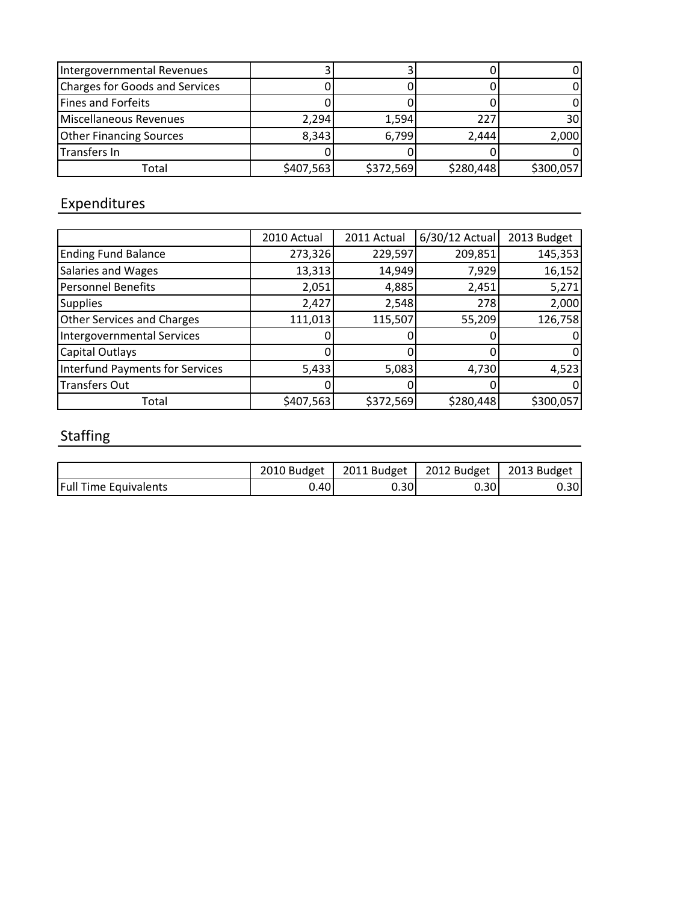| | | | | |
|---|---|---|---|---|
| Intergovernmental Revenues | 3 | 3 | 0 | 0 |
| Charges for Goods and Services | 0 | 0 | 0 | 0 |
| Fines and Forfeits | 0 | 0 | 0 | 0 |
| Miscellaneous Revenues | 2,294 | 1,594 | 227 | 30 |
| Other Financing Sources | 8,343 | 6,799 | 2,444 | 2,000 |
| Transfers In | 0 | 0 | 0 | 0 |
| Total | $407,563 | $372,569 | $280,448 | $300,057 |

## Expenditures

| | 2010 Actual | 2011 Actual | 6/30/12 Actual | 2013 Budget |
|---|---|---|---|---|
| Ending Fund Balance | 273,326 | 229,597 | 209,851 | 145,353 |
| Salaries and Wages | 13,313 | 14,949 | 7,929 | 16,152 |
| Personnel Benefits | 2,051 | 4,885 | 2,451 | 5,271 |
| Supplies | 2,427 | 2,548 | 278 | 2,000 |
| Other Services and Charges | 111,013 | 115,507 | 55,209 | 126,758 |
| Intergovernmental Services | 0 | 0 | 0 | 0 |
| Capital Outlays | 0 | 0 | 0 | 0 |
| Interfund Payments for Services | 5,433 | 5,083 | 4,730 | 4,523 |
| Transfers Out | 0 | 0 | 0 | 0 |
| Total | $407,563 | $372,569 | $280,448 | $300,057 |

## Staffing

| | 2010 Budget | 2011 Budget | 2012 Budget | 2013 Budget |
|---|---|---|---|---|
| Full Time Equivalents | 0.40 | 0.30 | 0.30 | 0.30 |